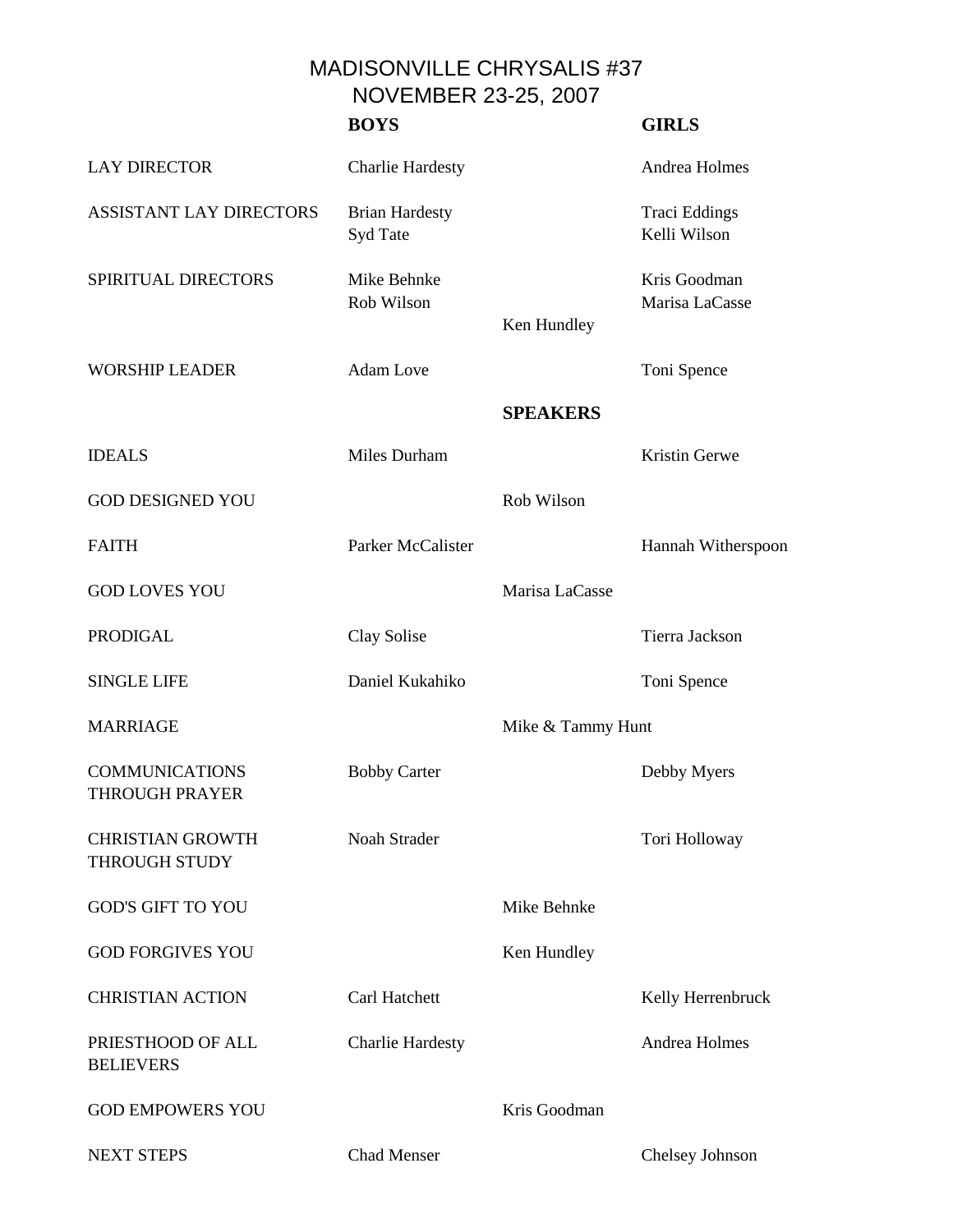# MADISONVILLE CHRYSALIS #37
## NOVEMBER 23-25, 2007

| | BOYS | | GIRLS |
|---|---|---|---|
| LAY DIRECTOR | Charlie Hardesty | | Andrea Holmes |
| ASSISTANT LAY DIRECTORS | Brian Hardesty<br>Syd Tate | | Traci Eddings<br>Kelli Wilson |
| SPIRITUAL DIRECTORS | Mike Behnke<br>Rob Wilson | Ken Hundley | Kris Goodman<br>Marisa LaCasse |
| WORSHIP LEADER | Adam Love | | Toni Spence |
| | | **SPEAKERS** | |
| IDEALS | Miles Durham | | Kristin Gerwe |
| GOD DESIGNED YOU | | Rob Wilson | |
| FAITH | Parker McCalister | | Hannah Witherspoon |
| GOD LOVES YOU | | Marisa LaCasse | |
| PRODIGAL | Clay Solise | | Tierra Jackson |
| SINGLE LIFE | Daniel Kukahiko | | Toni Spence |
| MARRIAGE | | Mike & Tammy Hunt | |
| COMMUNICATIONS THROUGH PRAYER | Bobby Carter | | Debby Myers |
| CHRISTIAN GROWTH THROUGH STUDY | Noah Strader | | Tori Holloway |
| GOD'S GIFT TO YOU | | Mike Behnke | |
| GOD FORGIVES YOU | | Ken Hundley | |
| CHRISTIAN ACTION | Carl Hatchett | | Kelly Herrenbruck |
| PRIESTHOOD OF ALL BELIEVERS | Charlie Hardesty | | Andrea Holmes |
| GOD EMPOWERS YOU | | Kris Goodman | |
| NEXT STEPS | Chad Menser | | Chelsey Johnson |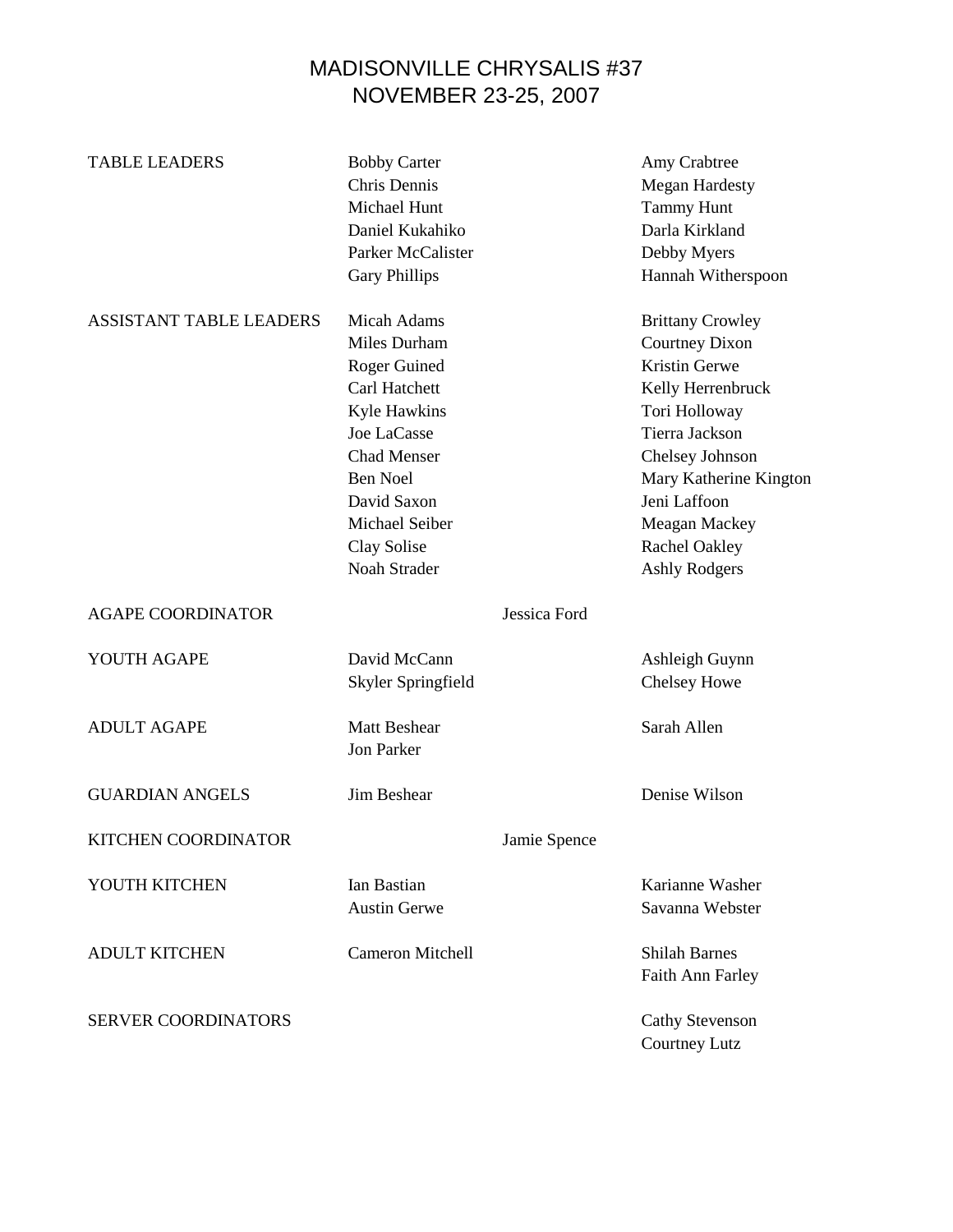# MADISONVILLE CHRYSALIS #37
# NOVEMBER 23-25, 2007

| | | | |
|---|---|---|---|
| TABLE LEADERS | Bobby Carter | | Amy Crabtree |
| | Chris Dennis | | Megan Hardesty |
| | Michael Hunt | | Tammy Hunt |
| | Daniel Kukahiko | | Darla Kirkland |
| | Parker McCalister | | Debby Myers |
| | Gary Phillips | | Hannah Witherspoon |
| ASSISTANT TABLE LEADERS | Micah Adams | | Brittany Crowley |
| | Miles Durham | | Courtney Dixon |
| | Roger Guined | | Kristin Gerwe |
| | Carl Hatchett | | Kelly Herrenbruck |
| | Kyle Hawkins | | Tori Holloway |
| | Joe LaCasse | | Tierra Jackson |
| | Chad Menser | | Chelsey Johnson |
| | Ben Noel | | Mary Katherine Kington |
| | David Saxon | | Jeni Laffoon |
| | Michael Seiber | | Meagan Mackey |
| | Clay Solise | | Rachel Oakley |
| | Noah Strader | | Ashly Rodgers |
| AGAPE COORDINATOR | | Jessica Ford | |
| YOUTH AGAPE | David McCann | | Ashleigh Guynn |
| | Skyler Springfield | | Chelsey Howe |
| ADULT AGAPE | Matt Beshear | | Sarah Allen |
| | Jon Parker | | |
| GUARDIAN ANGELS | Jim Beshear | | Denise Wilson |
| KITCHEN COORDINATOR | | Jamie Spence | |
| YOUTH KITCHEN | Ian Bastian | | Karianne Washer |
| | Austin Gerwe | | Savanna Webster |
| ADULT KITCHEN | Cameron Mitchell | | Shilah Barnes |
| | | | Faith Ann Farley |
| SERVER COORDINATORS | | | Cathy Stevenson |
| | | | Courtney Lutz |